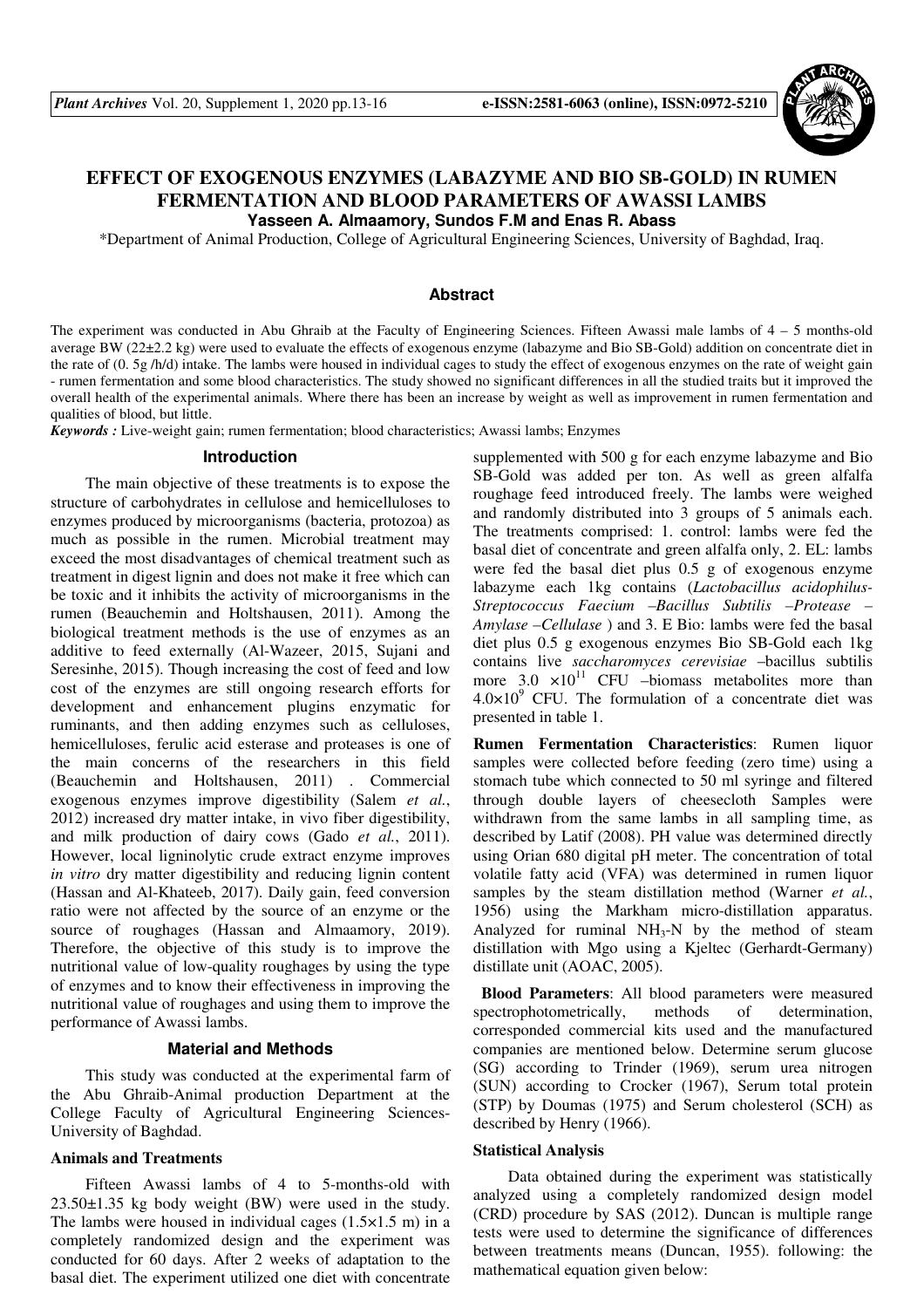# EFFECT OF EXOGENOUS ENZYMES (LABAZYME AND BIO SB-GOLD) IN RUMEN FERMENTATION AND BLOOD PARAMETERS OF AWASSI LAMBS

**Yasseen A. Almaamory, Sundos F.M and Enas R. Abass**

*Department of Animal Production, College of Agricultural Engineering Sciences, University of Baghdad, Iraq.

## Abstract

The experiment was conducted in Abu Ghraib at the Faculty of Engineering Sciences. Fifteen Awassi male lambs of 4 – 5 months-old average BW (22±2.2 kg) were used to evaluate the effects of exogenous enzyme (labazyme and Bio SB-Gold) addition on concentrate diet in the rate of (0. 5g /h/d) intake. The lambs were housed in individual cages to study the effect of exogenous enzymes on the rate of weight gain - rumen fermentation and some blood characteristics. The study showed no significant differences in all the studied traits but it improved the overall health of the experimental animals. Where there has been an increase by weight as well as improvement in rumen fermentation and qualities of blood, but little.

***Keywords :*** Live-weight gain; rumen fermentation; blood characteristics; Awassi lambs; Enzymes

## Introduction

The main objective of these treatments is to expose the structure of carbohydrates in cellulose and hemicelluloses to enzymes produced by microorganisms (bacteria, protozoa) as much as possible in the rumen. Microbial treatment may exceed the most disadvantages of chemical treatment such as treatment in digest lignin and does not make it free which can be toxic and it inhibits the activity of microorganisms in the rumen (Beauchemin and Holtshausen, 2011). Among the biological treatment methods is the use of enzymes as an additive to feed externally (Al-Wazeer, 2015, Sujani and Seresinhe, 2015). Though increasing the cost of feed and low cost of the enzymes are still ongoing research efforts for development and enhancement plugins enzymatic for ruminants, and then adding enzymes such as celluloses, hemicelluloses, ferulic acid esterase and proteases is one of the main concerns of the researchers in this field (Beauchemin and Holtshausen, 2011) . Commercial exogenous enzymes improve digestibility (Salem *et al.*, 2012) increased dry matter intake, in vivo fiber digestibility, and milk production of dairy cows (Gado *et al.*, 2011). However, local ligninolytic crude extract enzyme improves *in vitro* dry matter digestibility and reducing lignin content (Hassan and Al-Khateeb, 2017). Daily gain, feed conversion ratio were not affected by the source of an enzyme or the source of roughages (Hassan and Almaamory, 2019). Therefore, the objective of this study is to improve the nutritional value of low-quality roughages by using the type of enzymes and to know their effectiveness in improving the nutritional value of roughages and using them to improve the performance of Awassi lambs.

## Material and Methods

This study was conducted at the experimental farm of the Abu Ghraib-Animal production Department at the College Faculty of Agricultural Engineering Sciences-University of Baghdad.

### Animals and Treatments

Fifteen Awassi lambs of 4 to 5-months-old with 23.50±1.35 kg body weight (BW) were used in the study. The lambs were housed in individual cages (1.5×1.5 m) in a completely randomized design and the experiment was conducted for 60 days. After 2 weeks of adaptation to the basal diet. The experiment utilized one diet with concentrate supplemented with 500 g for each enzyme labazyme and Bio SB-Gold was added per ton. As well as green alfalfa roughage feed introduced freely. The lambs were weighed and randomly distributed into 3 groups of 5 animals each. The treatments comprised: 1. control: lambs were fed the basal diet of concentrate and green alfalfa only, 2. EL: lambs were fed the basal diet plus 0.5 g of exogenous enzyme labazyme each 1kg contains (*Lactobacillus acidophilus-Streptococcus Faecium –Bacillus Subtilis –Protease –Amylase –Cellulase* ) and 3. E Bio: lambs were fed the basal diet plus 0.5 g exogenous enzymes Bio SB-Gold each 1kg contains live *saccharomyces cerevisiae* –bacillus subtilis more $3.0 \times 10^{11}$ CFU –biomass metabolites more than $4.0 \times 10^{9}$ CFU. The formulation of a concentrate diet was presented in table 1.

**Rumen Fermentation Characteristics**: Rumen liquor samples were collected before feeding (zero time) using a stomach tube which connected to 50 ml syringe and filtered through double layers of cheesecloth Samples were withdrawn from the same lambs in all sampling time, as described by Latif (2008). PH value was determined directly using Orian 680 digital pH meter. The concentration of total volatile fatty acid (VFA) was determined in rumen liquor samples by the steam distillation method (Warner *et al.*, 1956) using the Markham micro-distillation apparatus. Analyzed for ruminal $NH_3$-N by the method of steam distillation with Mgo using a Kjeltec (Gerhardt-Germany) distillate unit (AOAC, 2005).

**Blood Parameters**: All blood parameters were measured spectrophotometrically, methods of determination, corresponded commercial kits used and the manufactured companies are mentioned below. Determine serum glucose (SG) according to Trinder (1969), serum urea nitrogen (SUN) according to Crocker (1967), Serum total protein (STP) by Doumas (1975) and Serum cholesterol (SCH) as described by Henry (1966).

### Statistical Analysis

Data obtained during the experiment was statistically analyzed using a completely randomized design model (CRD) procedure by SAS (2012). Duncan is multiple range tests were used to determine the significance of differences between treatments means (Duncan, 1955). following: the mathematical equation given below: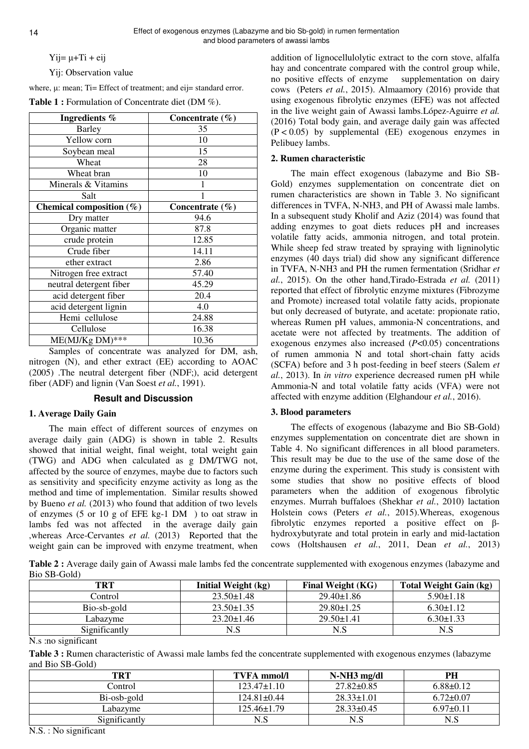$Y_{ij} = \mu + T_i + e_{ij}$

$Y_{ij}$: Observation value

where, μ: mean; $T_i$= Effect of treatment; and $e_{ij}$= standard error.

**Table 1 :** Formulation of Concentrate diet (DM %).

| Ingredients % | Concentrate (%) |
|---|---|
| Barley | 35 |
| Yellow corn | 10 |
| Soybean meal | 15 |
| Wheat | 28 |
| Wheat bran | 10 |
| Minerals & Vitamins | 1 |
| Salt | 1 |
| **Chemical composition (%)** | **Concentrate (%)** |
| Dry matter | 94.6 |
| Organic matter | 87.8 |
| crude protein | 12.85 |
| Crude fiber | 14.11 |
| ether extract | 2.86 |
| Nitrogen free extract | 57.40 |
| neutral detergent fiber | 45.29 |
| acid detergent fiber | 20.4 |
| acid detergent lignin | 4.0 |
| Hemi cellulose | 24.88 |
| Cellulose | 16.38 |
| ME(MJ/Kg DM)*** | 10.36 |

Samples of concentrate was analyzed for DM, ash, nitrogen (N), and ether extract (EE) according to AOAC (2005) .The neutral detergent fiber (NDF;), acid detergent fiber (ADF) and lignin (Van Soest *et al.*, 1991).

## Result and Discussion

### 1. Average Daily Gain

The main effect of different sources of enzymes on average daily gain (ADG) is shown in table 2. Results showed that initial weight, final weight, total weight gain (TWG) and ADG when calculated as g DM/TWG not, affected by the source of enzymes, maybe due to factors such as sensitivity and specificity enzyme activity as long as the method and time of implementation. Similar results showed by Bueno *et al.* (2013) who found that addition of two levels of enzymes (5 or 10 g of EFE kg-1 DM ) to oat straw in lambs fed was not affected in the average daily gain ,whereas Arce-Cervantes *et al.* (2013) Reported that the weight gain can be improved with enzyme treatment, when addition of lignocellulolytic extract to the corn stove, alfalfa hay and concentrate compared with the control group while, no positive effects of enzyme supplementation on dairy cows (Peters *et al.*, 2015). Almaamory (2016) provide that using exogenous fibrolytic enzymes (EFE) was not affected in the live weight gain of Awassi lambs.López-Aguirre *et al.* (2016) Total body gain, and average daily gain was affected ($P < 0.05$) by supplemental (EE) exogenous enzymes in Pelibuey lambs.

### 2. Rumen characteristic

The main effect exogenous (labazyme and Bio SB-Gold) enzymes supplementation on concentrate diet on rumen characteristics are shown in Table 3. No significant differences in TVFA, N-NH3, and PH of Awassi male lambs. In a subsequent study Kholif and Aziz (2014) was found that adding enzymes to goat diets reduces pH and increases volatile fatty acids, ammonia nitrogen, and total protein. While sheep fed straw treated by spraying with ligninolytic enzymes (40 days trial) did show any significant difference in TVFA, N-NH3 and PH the rumen fermentation (Sridhar *et al.*, 2015). On the other hand,Tirado-Estrada *et al.* (2011) reported that effect of fibrolytic enzyme mixtures (Fibrozyme and Promote) increased total volatile fatty acids, propionate but only decreased of butyrate, and acetate: propionate ratio, whereas Rumen pH values, ammonia-N concentrations, and acetate were not affected by treatments. The addition of exogenous enzymes also increased ($P<0.05$) concentrations of rumen ammonia N and total short-chain fatty acids (SCFA) before and 3 h post-feeding in beef steers (Salem *et al.*, 2013). In *in vitro* experience decreased rumen pH while Ammonia-N and total volatile fatty acids (VFA) were not affected with enzyme addition (Elghandour *et al.*, 2016).

### 3. Blood parameters

The effects of exogenous (labazyme and Bio SB-Gold) enzymes supplementation on concentrate diet are shown in Table 4. No significant differences in all blood parameters. This result may be due to the use of the same dose of the enzyme during the experiment. This study is consistent with some studies that show no positive effects of blood parameters when the addition of exogenous fibrolytic enzymes. Murrah buffaloes (Shekhar *et al.*, 2010) lactation Holstein cows (Peters *et al.*, 2015).Whereas, exogenous fibrolytic enzymes reported a positive effect on β-hydroxybutyrate and total protein in early and mid-lactation cows (Holtshausen *et al.*, 2011, Dean *et al.*, 2013)

**Table 2 :** Average daily gain of Awassi male lambs fed the concentrate supplemented with exogenous enzymes (labazyme and Bio SB-Gold)

| TRT | Initial Weight (kg) | Final Weight (KG) | Total Weight Gain (kg) |
|---|---|---|---|
| Control | 23.50±1.48 | 29.40±1.86 | 5.90±1.18 |
| Bio-sb-gold | 23.50±1.35 | 29.80±1.25 | 6.30±1.12 |
| Labazyme | 23.20±1.46 | 29.50±1.41 | 6.30±1.33 |
| Significantly | N.S | N.S | N.S |

N.s :no significant

**Table 3 :** Rumen characteristic of Awassi male lambs fed the concentrate supplemented with exogenous enzymes (labazyme and Bio SB-Gold)

| TRT | TVFA mmol/l | N-NH3 mg/dl | PH |
|---|---|---|---|
| Control | 123.47±1.10 | 27.82±0.85 | 6.88±0.12 |
| Bi-osb-gold | 124.81±0.44 | 28.33±1.01 | 6.72±0.07 |
| Labazyme | 125.46±1.79 | 28.33±0.45 | 6.97±0.11 |
| Significantly | N.S | N.S | N.S |

N.S. : No significant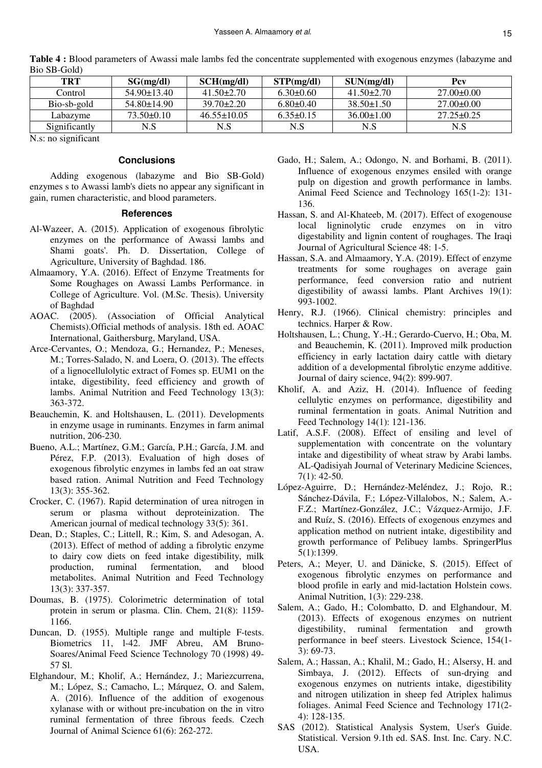**Table 4 :** Blood parameters of Awassi male lambs fed the concentrate supplemented with exogenous enzymes (labazyme and Bio SB-Gold)

| TRT | SG(mg/dl) | SCH(mg/dl) | STP(mg/dl) | SUN(mg/dl) | Pcv |
|---|---|---|---|---|---|
| Control | 54.90±13.40 | 41.50±2.70 | 6.30±0.60 | 41.50±2.70 | 27.00±0.00 |
| Bio-sb-gold | 54.80±14.90 | 39.70±2.20 | 6.80±0.40 | 38.50±1.50 | 27.00±0.00 |
| Labazyme | 73.50±0.10 | 46.55±10.05 | 6.35±0.15 | 36.00±1.00 | 27.25±0.25 |
| Significantly | N.S | N.S | N.S | N.S | N.S |

N.s: no significant

## Conclusions

Adding exogenous (labazyme and Bio SB-Gold) enzymes s to Awassi lamb's diets no appear any significant in gain, rumen characteristic, and blood parameters.

## References

Al-Wazeer, A. (2015). Application of exogenous fibrolytic enzymes on the performance of Awassi lambs and Shami goats'. Ph. D. Dissertation, College of Agriculture, University of Baghdad. 186.

Almaamory, Y.A. (2016). Effect of Enzyme Treatments for Some Roughages on Awassi Lambs Performance. in College of Agriculture. Vol. (M.Sc. Thesis). University of Baghdad

AOAC. (2005). (Association of Official Analytical Chemists).Official methods of analysis. 18th ed. AOAC International, Gaithersburg, Maryland, USA.

Arce-Cervantes, O.; Mendoza, G.; Hernandez, P.; Meneses, M.; Torres-Salado, N. and Loera, O. (2013). The effects of a lignocellulolytic extract of Fomes sp. EUM1 on the intake, digestibility, feed efficiency and growth of lambs. Animal Nutrition and Feed Technology 13(3): 363-372.

Beauchemin, K. and Holtshausen, L. (2011). Developments in enzyme usage in ruminants. Enzymes in farm animal nutrition, 206-230.

Bueno, A.L.; Martínez, G.M.; García, P.H.; García, J.M. and Pérez, F.P. (2013). Evaluation of high doses of exogenous fibrolytic enzymes in lambs fed an oat straw based ration. Animal Nutrition and Feed Technology 13(3): 355-362.

Crocker, C. (1967). Rapid determination of urea nitrogen in serum or plasma without deproteinization. The American journal of medical technology 33(5): 361.

Dean, D.; Staples, C.; Littell, R.; Kim, S. and Adesogan, A. (2013). Effect of method of adding a fibrolytic enzyme to dairy cow diets on feed intake digestibility, milk production, ruminal fermentation, and blood metabolites. Animal Nutrition and Feed Technology 13(3): 337-357.

Doumas, B. (1975). Colorimetric determination of total protein in serum or plasma. Clin. Chem, 21(8): 1159-1166.

Duncan, D. (1955). Multiple range and multiple F-tests. Biometrics 11, l-42. JMF Abreu, AM Bruno-Soares/Animal Feed Science Technology 70 (1998) 49-57 Sl.

Elghandour, M.; Kholif, A.; Hernández, J.; Mariezcurrena, M.; López, S.; Camacho, L.; Márquez, O. and Salem, A. (2016). Influence of the addition of exogenous xylanase with or without pre-incubation on the in vitro ruminal fermentation of three fibrous feeds. Czech Journal of Animal Science 61(6): 262-272.

Gado, H.; Salem, A.; Odongo, N. and Borhami, B. (2011). Influence of exogenous enzymes ensiled with orange pulp on digestion and growth performance in lambs. Animal Feed Science and Technology 165(1-2): 131-136.

Hassan, S. and Al-Khateeb, M. (2017). Effect of exogenouse local ligninolytic crude enzymes on in vitro digestability and lignin content of roughages. The Iraqi Journal of Agricultural Science 48: 1-5.

Hassan, S.A. and Almaamory, Y.A. (2019). Effect of enzyme treatments for some roughages on average gain performance, feed conversion ratio and nutrient digestibility of awassi lambs. Plant Archives 19(1): 993-1002.

Henry, R.J. (1966). Clinical chemistry: principles and technics. Harper & Row.

Holtshausen, L.; Chung, Y.-H.; Gerardo-Cuervo, H.; Oba, M. and Beauchemin, K. (2011). Improved milk production efficiency in early lactation dairy cattle with dietary addition of a developmental fibrolytic enzyme additive. Journal of dairy science, 94(2): 899-907.

Kholif, A. and Aziz, H. (2014). Influence of feeding cellulytic enzymes on performance, digestibility and ruminal fermentation in goats. Animal Nutrition and Feed Technology 14(1): 121-136.

Latif, A.S.F. (2008). Effect of ensiling and level of supplementation with concentrate on the voluntary intake and digestibility of wheat straw by Arabi lambs. AL-Qadisiyah Journal of Veterinary Medicine Sciences, 7(1): 42-50.

López-Aguirre, D.; Hernández-Meléndez, J.; Rojo, R.; Sánchez-Dávila, F.; López-Villalobos, N.; Salem, A.-F.Z.; Martínez-González, J.C.; Vázquez-Armijo, J.F. and Ruíz, S. (2016). Effects of exogenous enzymes and application method on nutrient intake, digestibility and growth performance of Pelibuey lambs. SpringerPlus 5(1):1399.

Peters, A.; Meyer, U. and Dänicke, S. (2015). Effect of exogenous fibrolytic enzymes on performance and blood profile in early and mid-lactation Holstein cows. Animal Nutrition, 1(3): 229-238.

Salem, A.; Gado, H.; Colombatto, D. and Elghandour, M. (2013). Effects of exogenous enzymes on nutrient digestibility, ruminal fermentation and growth performance in beef steers. Livestock Science, 154(1-3): 69-73.

Salem, A.; Hassan, A.; Khalil, M.; Gado, H.; Alsersy, H. and Simbaya, J. (2012). Effects of sun-drying and exogenous enzymes on nutrients intake, digestibility and nitrogen utilization in sheep fed Atriplex halimus foliages. Animal Feed Science and Technology 171(2-4): 128-135.

SAS (2012). Statistical Analysis System, User's Guide. Statistical. Version 9.1th ed. SAS. Inst. Inc. Cary. N.C. USA.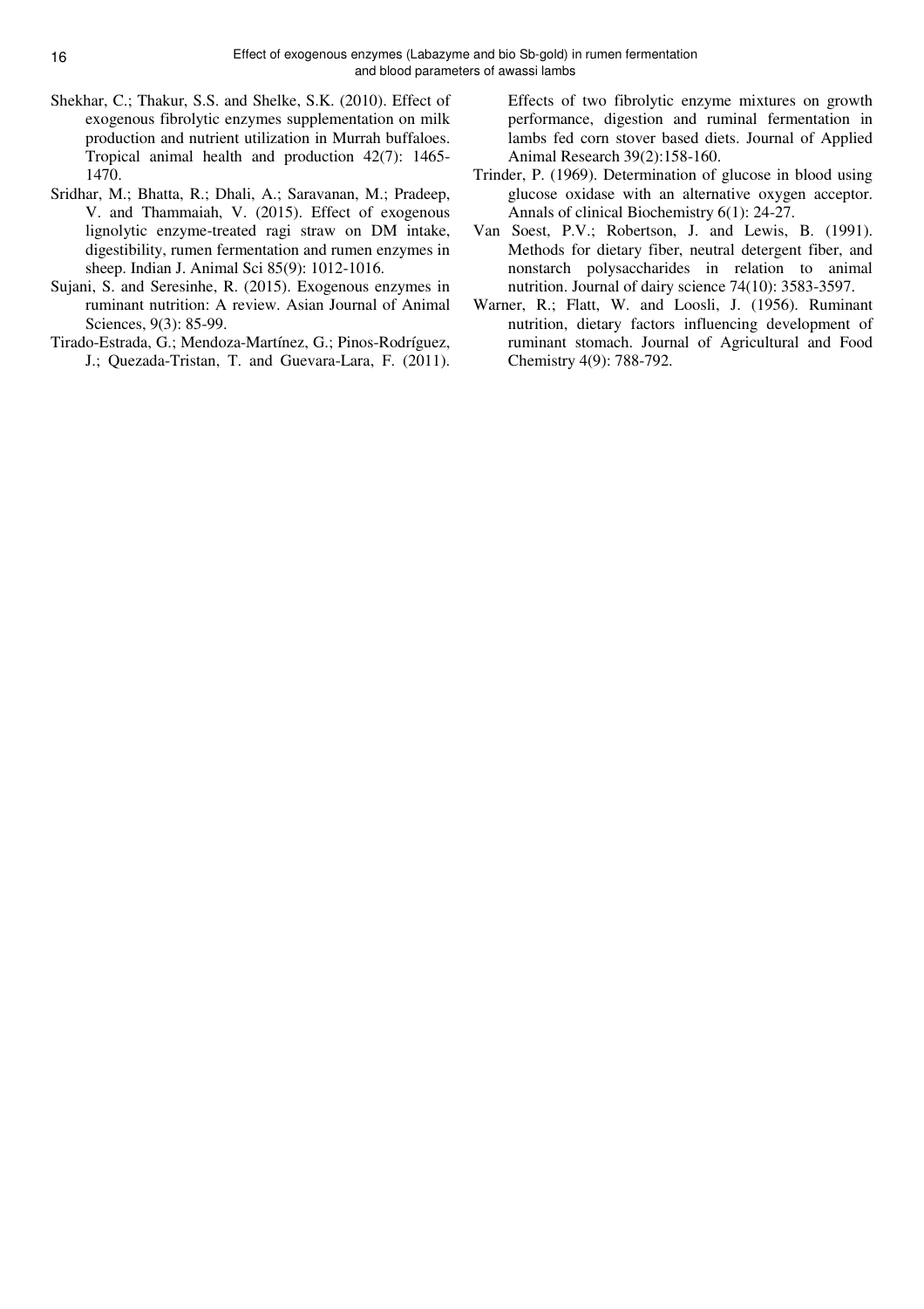Shekhar, C.; Thakur, S.S. and Shelke, S.K. (2010). Effect of exogenous fibrolytic enzymes supplementation on milk production and nutrient utilization in Murrah buffaloes. Tropical animal health and production 42(7): 1465-1470.

Sridhar, M.; Bhatta, R.; Dhali, A.; Saravanan, M.; Pradeep, V. and Thammaiah, V. (2015). Effect of exogenous lignolytic enzyme-treated ragi straw on DM intake, digestibility, rumen fermentation and rumen enzymes in sheep. Indian J. Animal Sci 85(9): 1012-1016.

Sujani, S. and Seresinhe, R. (2015). Exogenous enzymes in ruminant nutrition: A review. Asian Journal of Animal Sciences, 9(3): 85-99.

Tirado-Estrada, G.; Mendoza-Martínez, G.; Pinos-Rodríguez, J.; Quezada-Tristan, T. and Guevara-Lara, F. (2011). Effects of two fibrolytic enzyme mixtures on growth performance, digestion and ruminal fermentation in lambs fed corn stover based diets. Journal of Applied Animal Research 39(2):158-160.

Trinder, P. (1969). Determination of glucose in blood using glucose oxidase with an alternative oxygen acceptor. Annals of clinical Biochemistry 6(1): 24-27.

Van Soest, P.V.; Robertson, J. and Lewis, B. (1991). Methods for dietary fiber, neutral detergent fiber, and nonstarch polysaccharides in relation to animal nutrition. Journal of dairy science 74(10): 3583-3597.

Warner, R.; Flatt, W. and Loosli, J. (1956). Ruminant nutrition, dietary factors influencing development of ruminant stomach. Journal of Agricultural and Food Chemistry 4(9): 788-792.